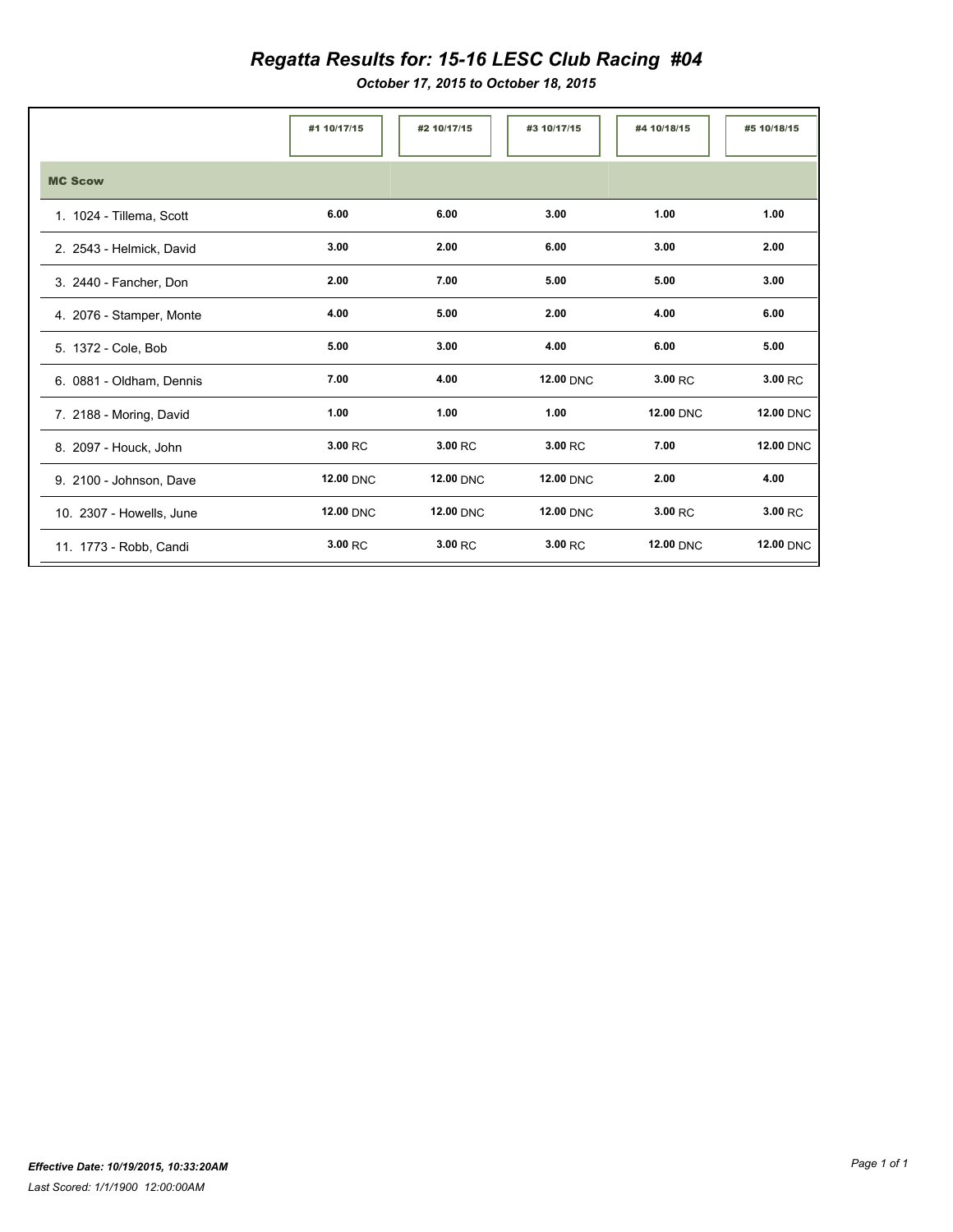# Regatta Results for: 15-16 LESC Club Racing #04

***October 17, 2015 to October 18, 2015***

| | #1 10/17/15 | #2 10/17/15 | #3 10/17/15 | #4 10/18/15 | #5 10/18/15 |
|---|---|---|---|---|---|
| **MC Scow** | | | | | |
| 1. 1024 - Tillema, Scott | **6.00** | **6.00** | **3.00** | **1.00** | **1.00** |
| 2. 2543 - Helmick, David | **3.00** | **2.00** | **6.00** | **3.00** | **2.00** |
| 3. 2440 - Fancher, Don | **2.00** | **7.00** | **5.00** | **5.00** | **3.00** |
| 4. 2076 - Stamper, Monte | **4.00** | **5.00** | **2.00** | **4.00** | **6.00** |
| 5. 1372 - Cole, Bob | **5.00** | **3.00** | **4.00** | **6.00** | **5.00** |
| 6. 0881 - Oldham, Dennis | **7.00** | **4.00** | **12.00** DNC | **3.00** RC | **3.00** RC |
| 7. 2188 - Moring, David | **1.00** | **1.00** | **1.00** | **12.00** DNC | **12.00** DNC |
| 8. 2097 - Houck, John | **3.00** RC | **3.00** RC | **3.00** RC | **7.00** | **12.00** DNC |
| 9. 2100 - Johnson, Dave | **12.00** DNC | **12.00** DNC | **12.00** DNC | **2.00** | **4.00** |
| 10. 2307 - Howells, June | **12.00** DNC | **12.00** DNC | **12.00** DNC | **3.00** RC | **3.00** RC |
| 11. 1773 - Robb, Candi | **3.00** RC | **3.00** RC | **3.00** RC | **12.00** DNC | **12.00** DNC |

***Effective Date: 10/19/2015, 10:33:20AM***

*Last Scored: 1/1/1900 12:00:00AM*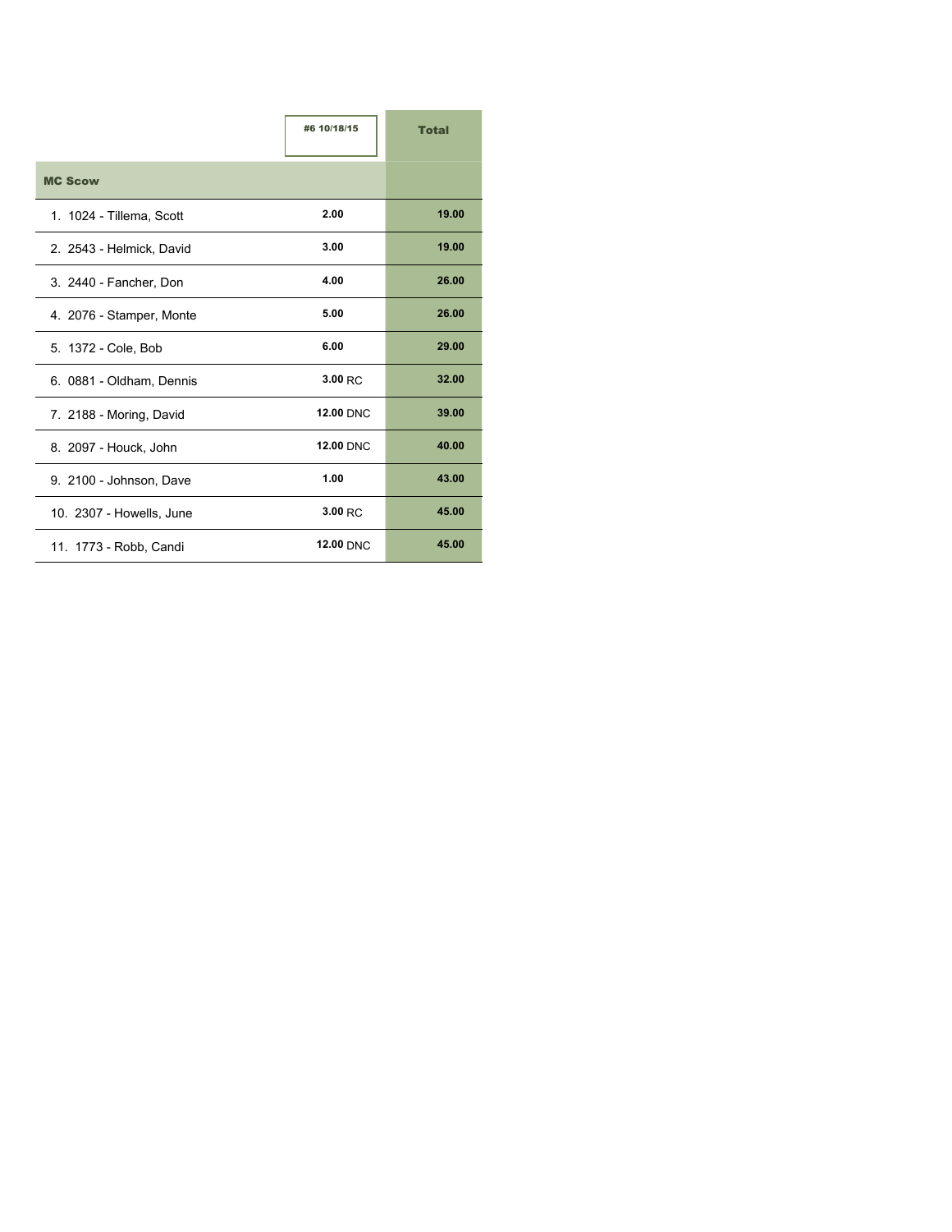| | #6 10/18/15 | Total |
|---|---|---|
| **MC Scow** | | |
| 1. 1024 - Tillema, Scott | **2.00** | **19.00** |
| 2. 2543 - Helmick, David | **3.00** | **19.00** |
| 3. 2440 - Fancher, Don | **4.00** | **26.00** |
| 4. 2076 - Stamper, Monte | **5.00** | **26.00** |
| 5. 1372 - Cole, Bob | **6.00** | **29.00** |
| 6. 0881 - Oldham, Dennis | **3.00** RC | **32.00** |
| 7. 2188 - Moring, David | **12.00** DNC | **39.00** |
| 8. 2097 - Houck, John | **12.00** DNC | **40.00** |
| 9. 2100 - Johnson, Dave | **1.00** | **43.00** |
| 10. 2307 - Howells, June | **3.00** RC | **45.00** |
| 11. 1773 - Robb, Candi | **12.00** DNC | **45.00** |